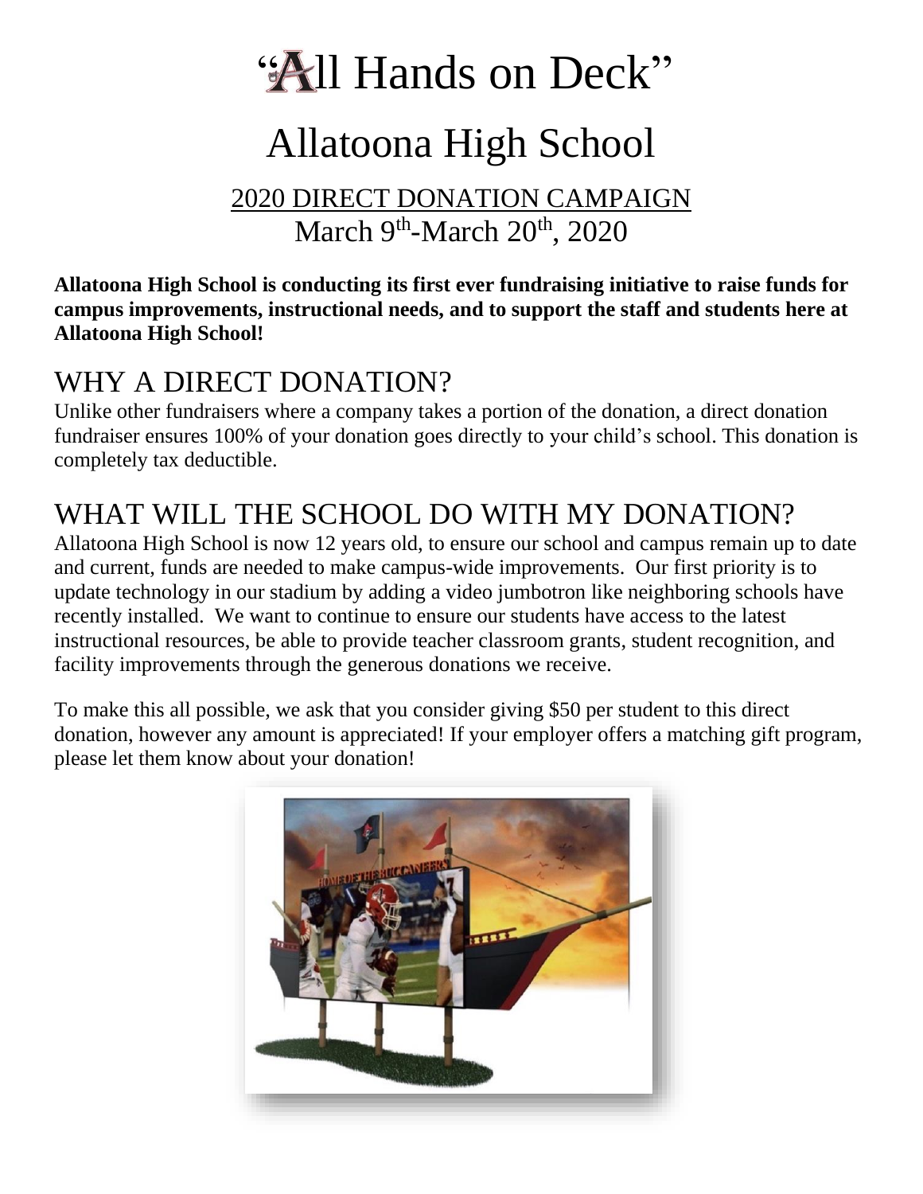# "All Hands on Deck"

# Allatoona High School

## 2020 DIRECT DONATION CAMPAIGN

## March 9th-March 20th, 2020

**Allatoona High School is conducting its first ever fundraising initiative to raise funds for campus improvements, instructional needs, and to support the staff and students here at Allatoona High School!**

## WHY A DIRECT DONATION?

Unlike other fundraisers where a company takes a portion of the donation, a direct donation fundraiser ensures 100% of your donation goes directly to your child's school. This donation is completely tax deductible.

## WHAT WILL THE SCHOOL DO WITH MY DONATION?

Allatoona High School is now 12 years old, to ensure our school and campus remain up to date and current, funds are needed to make campus-wide improvements. Our first priority is to update technology in our stadium by adding a video jumbotron like neighboring schools have recently installed. We want to continue to ensure our students have access to the latest instructional resources, be able to provide teacher classroom grants, student recognition, and facility improvements through the generous donations we receive.

To make this all possible, we ask that you consider giving $50 per student to this direct donation, however any amount is appreciated! If your employer offers a matching gift program, please let them know about your donation!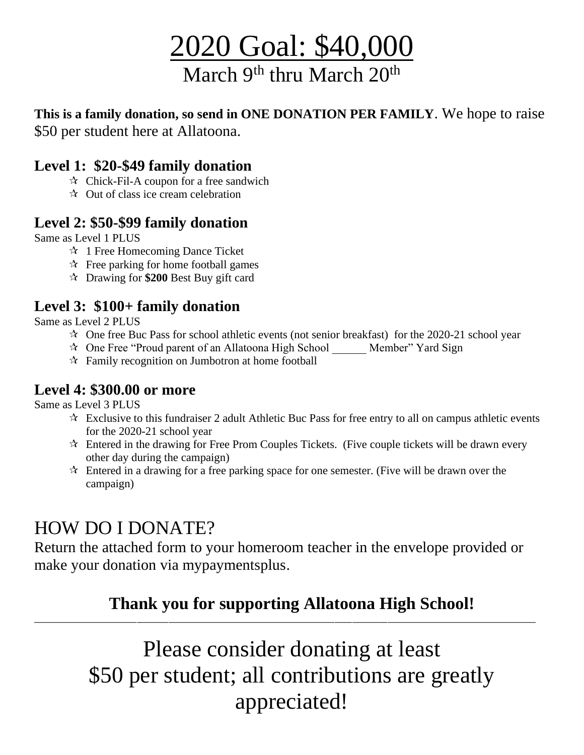# 2020 Goal: $40,000

## March 9th thru March 20th

**This is a family donation, so send in ONE DONATION PER FAMILY**. We hope to raise $50 per student here at Allatoona.

### Level 1: $20-$49 family donation

- ✰ Chick-Fil-A coupon for a free sandwich
- ✰ Out of class ice cream celebration

### Level 2: $50-$99 family donation

Same as Level 1 PLUS

- ✰ 1 Free Homecoming Dance Ticket
- ✰ Free parking for home football games
- ✰ Drawing for **$200** Best Buy gift card

### Level 3: $100+ family donation

Same as Level 2 PLUS

- ✰ One free Buc Pass for school athletic events (not senior breakfast) for the 2020-21 school year
- ✰ One Free "Proud parent of an Allatoona High School ______ Member" Yard Sign
- ✰ Family recognition on Jumbotron at home football

### Level 4: $300.00 or more

Same as Level 3 PLUS

- ✰ Exclusive to this fundraiser 2 adult Athletic Buc Pass for free entry to all on campus athletic events for the 2020-21 school year
- ✰ Entered in the drawing for Free Prom Couples Tickets. (Five couple tickets will be drawn every other day during the campaign)
- ✰ Entered in a drawing for a free parking space for one semester. (Five will be drawn over the campaign)

## HOW DO I DONATE?

Return the attached form to your homeroom teacher in the envelope provided or make your donation via mypaymentsplus.

**Thank you for supporting Allatoona High School!**

---

Please consider donating at least $50 per student; all contributions are greatly appreciated!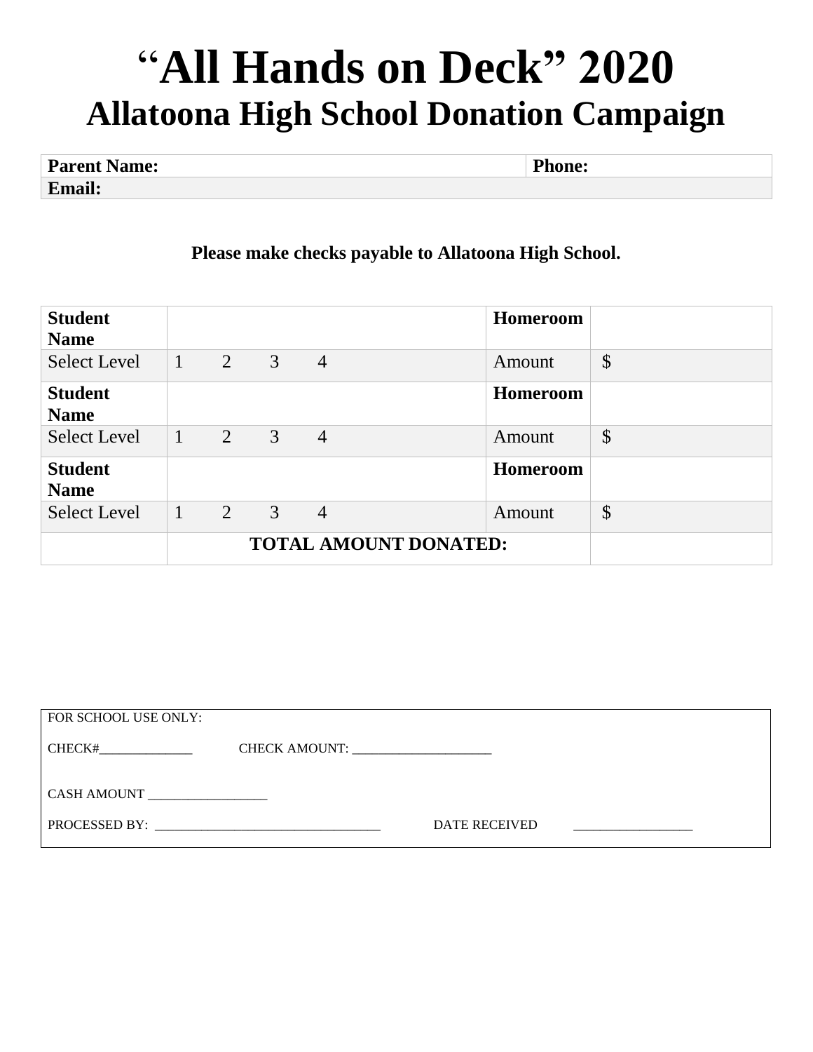# "All Hands on Deck" 2020

## Allatoona High School Donation Campaign

| | |
|---|---|
| **Parent Name:** | **Phone:** |
| **Email:** | |

**Please make checks payable to Allatoona High School.**

| | | | |
|---|---|---|---|
| **Student Name** | | **Homeroom** | |
| Select Level | 1 2 3 4 | Amount | $ |
| **Student Name** | | **Homeroom** | |
| Select Level | 1 2 3 4 | Amount | $ |
| **Student Name** | | **Homeroom** | |
| Select Level | 1 2 3 4 | Amount | $ |
| | **TOTAL AMOUNT DONATED:** | | |

FOR SCHOOL USE ONLY:

CHECK#______________ CHECK AMOUNT: _____________________

CASH AMOUNT __________________

PROCESSED BY: __________________________________ DATE RECEIVED __________________